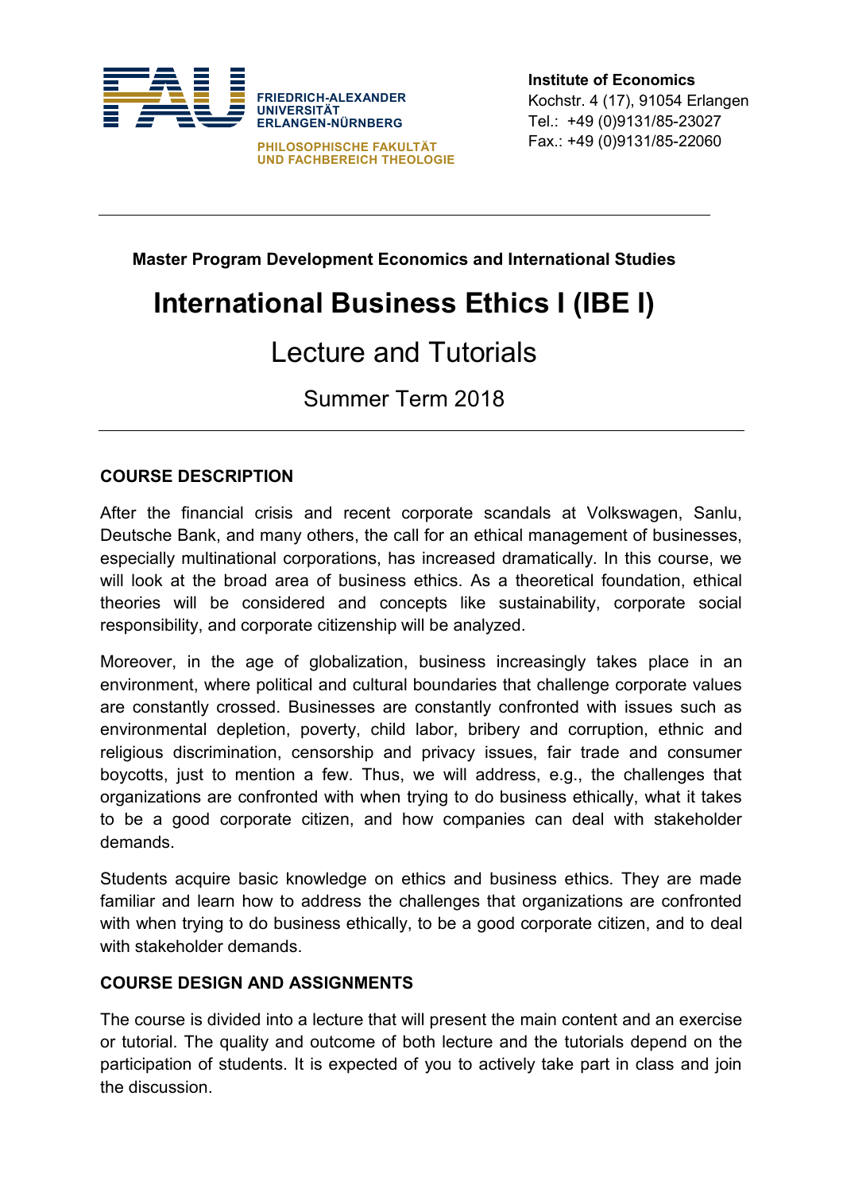FRIEDRICH-ALEXANDER
UNIVERSITÄT
ERLANGEN-NÜRNBERG

PHILOSOPHISCHE FAKULTÄT
UND FACHBEREICH THEOLOGIE

**Institute of Economics**
Kochstr. 4 (17), 91054 Erlangen
Tel.: +49 (0)9131/85-23027
Fax.: +49 (0)9131/85-22060

---

**Master Program Development Economics and International Studies**

# International Business Ethics I (IBE I)

## Lecture and Tutorials

### Summer Term 2018

---

**COURSE DESCRIPTION**

After the financial crisis and recent corporate scandals at Volkswagen, Sanlu, Deutsche Bank, and many others, the call for an ethical management of businesses, especially multinational corporations, has increased dramatically. In this course, we will look at the broad area of business ethics. As a theoretical foundation, ethical theories will be considered and concepts like sustainability, corporate social responsibility, and corporate citizenship will be analyzed.

Moreover, in the age of globalization, business increasingly takes place in an environment, where political and cultural boundaries that challenge corporate values are constantly crossed. Businesses are constantly confronted with issues such as environmental depletion, poverty, child labor, bribery and corruption, ethnic and religious discrimination, censorship and privacy issues, fair trade and consumer boycotts, just to mention a few. Thus, we will address, e.g., the challenges that organizations are confronted with when trying to do business ethically, what it takes to be a good corporate citizen, and how companies can deal with stakeholder demands.

Students acquire basic knowledge on ethics and business ethics. They are made familiar and learn how to address the challenges that organizations are confronted with when trying to do business ethically, to be a good corporate citizen, and to deal with stakeholder demands.

**COURSE DESIGN AND ASSIGNMENTS**

The course is divided into a lecture that will present the main content and an exercise or tutorial. The quality and outcome of both lecture and the tutorials depend on the participation of students. It is expected of you to actively take part in class and join the discussion.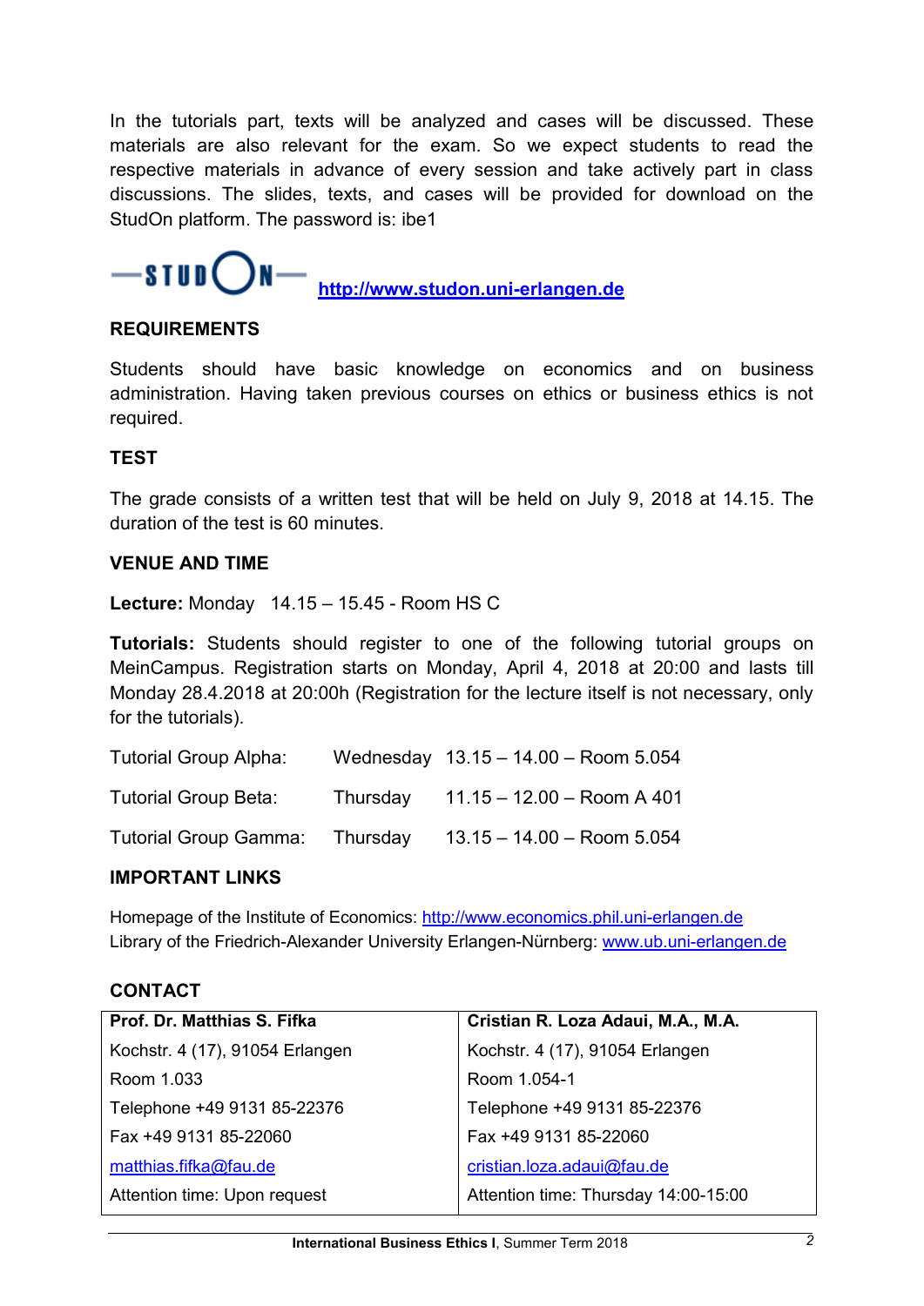In the tutorials part, texts will be analyzed and cases will be discussed. These materials are also relevant for the exam. So we expect students to read the respective materials in advance of every session and take actively part in class discussions. The slides, texts, and cases will be provided for download on the StudOn platform. The password is: ibe1

**http://www.studon.uni-erlangen.de**

### REQUIREMENTS

Students should have basic knowledge on economics and on business administration. Having taken previous courses on ethics or business ethics is not required.

### TEST

The grade consists of a written test that will be held on July 9, 2018 at 14.15. The duration of the test is 60 minutes.

### VENUE AND TIME

**Lecture:** Monday 14.15 – 15.45 - Room HS C

**Tutorials:** Students should register to one of the following tutorial groups on MeinCampus. Registration starts on Monday, April 4, 2018 at 20:00 and lasts till Monday 28.4.2018 at 20:00h (Registration for the lecture itself is not necessary, only for the tutorials).

| | | |
|---|---|---|
| Tutorial Group Alpha: | Wednesday | 13.15 – 14.00 – Room 5.054 |
| Tutorial Group Beta: | Thursday | 11.15 – 12.00 – Room A 401 |
| Tutorial Group Gamma: | Thursday | 13.15 – 14.00 – Room 5.054 |

### IMPORTANT LINKS

Homepage of the Institute of Economics: http://www.economics.phil.uni-erlangen.de
Library of the Friedrich-Alexander University Erlangen-Nürnberg: www.ub.uni-erlangen.de

### CONTACT

| Prof. Dr. Matthias S. Fifka | Cristian R. Loza Adaui, M.A., M.A. |
|---|---|
| Kochstr. 4 (17), 91054 Erlangen | Kochstr. 4 (17), 91054 Erlangen |
| Room 1.033 | Room 1.054-1 |
| Telephone +49 9131 85-22376 | Telephone +49 9131 85-22376 |
| Fax +49 9131 85-22060 | Fax +49 9131 85-22060 |
| matthias.fifka@fau.de | cristian.loza.adaui@fau.de |
| Attention time: Upon request | Attention time: Thursday 14:00-15:00 |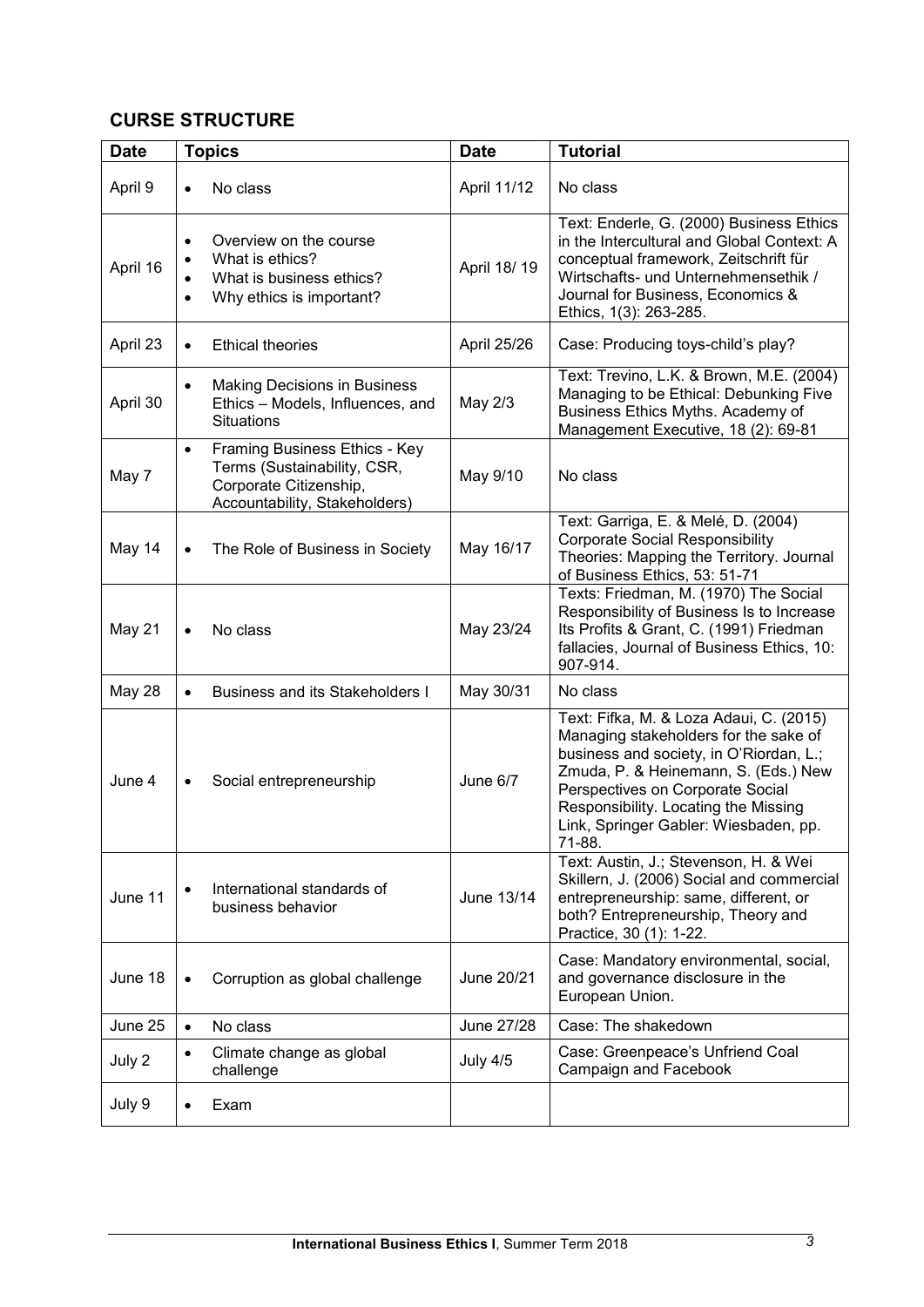## CURSE STRUCTURE

| Date | Topics | Date | Tutorial |
|---|---|---|---|
| April 9 | • No class | April 11/12 | No class |
| April 16 | • Overview on the course<br>• What is ethics?<br>• What is business ethics?<br>• Why ethics is important? | April 18/ 19 | Text: Enderle, G. (2000) Business Ethics in the Intercultural and Global Context: A conceptual framework, Zeitschrift für Wirtschafts- und Unternehmensethik / Journal for Business, Economics & Ethics, 1(3): 263-285. |
| April 23 | • Ethical theories | April 25/26 | Case: Producing toys-child's play? |
| April 30 | • Making Decisions in Business Ethics – Models, Influences, and Situations | May 2/3 | Text: Trevino, L.K. & Brown, M.E. (2004) Managing to be Ethical: Debunking Five Business Ethics Myths. Academy of Management Executive, 18 (2): 69-81 |
| May 7 | • Framing Business Ethics - Key Terms (Sustainability, CSR, Corporate Citizenship, Accountability, Stakeholders) | May 9/10 | No class |
| May 14 | • The Role of Business in Society | May 16/17 | Text: Garriga, E. & Melé, D. (2004) Corporate Social Responsibility Theories: Mapping the Territory. Journal of Business Ethics, 53: 51-71 |
| May 21 | • No class | May 23/24 | Texts: Friedman, M. (1970) The Social Responsibility of Business Is to Increase Its Profits & Grant, C. (1991) Friedman fallacies, Journal of Business Ethics, 10: 907-914. |
| May 28 | • Business and its Stakeholders I | May 30/31 | No class |
| June 4 | • Social entrepreneurship | June 6/7 | Text: Fifka, M. & Loza Adaui, C. (2015) Managing stakeholders for the sake of business and society, in O'Riordan, L.; Zmuda, P. & Heinemann, S. (Eds.) New Perspectives on Corporate Social Responsibility. Locating the Missing Link, Springer Gabler: Wiesbaden, pp. 71-88. |
| June 11 | • International standards of business behavior | June 13/14 | Text: Austin, J.; Stevenson, H. & Wei Skillern, J. (2006) Social and commercial entrepreneurship: same, different, or both? Entrepreneurship, Theory and Practice, 30 (1): 1-22. |
| June 18 | • Corruption as global challenge | June 20/21 | Case: Mandatory environmental, social, and governance disclosure in the European Union. |
| June 25 | • No class | June 27/28 | Case: The shakedown |
| July 2 | • Climate change as global challenge | July 4/5 | Case: Greenpeace's Unfriend Coal Campaign and Facebook |
| July 9 | • Exam | | |